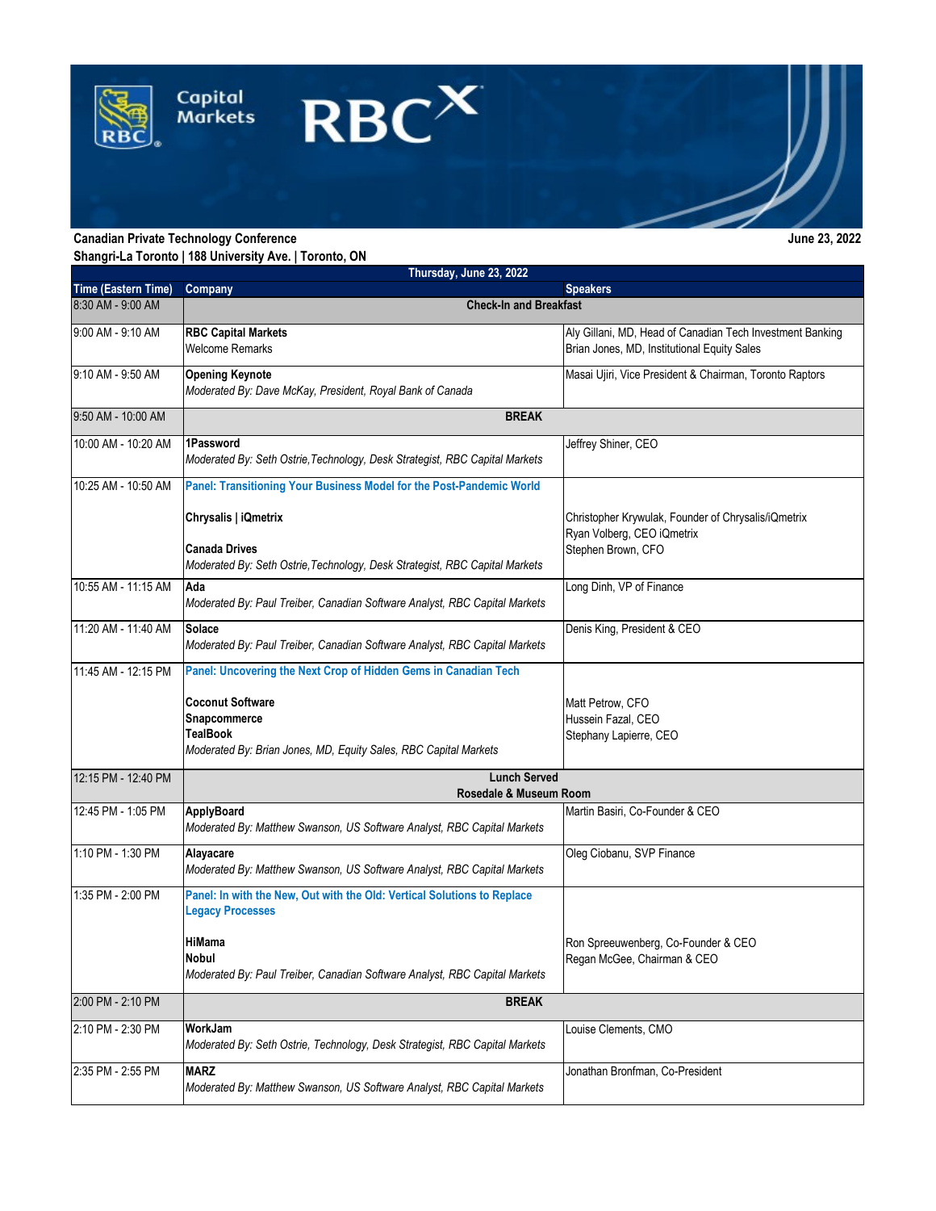**Canadian Private Technology Conference**
**Shangri-La Toronto | 188 University Ave. | Toronto, ON**

**June 23, 2022**

| Time (Eastern Time) | Company | Speakers |
|---|---|---|
| 8:30 AM - 9:00 AM | **Check-In and Breakfast** | |
| 9:00 AM - 9:10 AM | **RBC Capital Markets**<br>Welcome Remarks | Aly Gillani, MD, Head of Canadian Tech Investment Banking<br>Brian Jones, MD, Institutional Equity Sales |
| 9:10 AM - 9:50 AM | **Opening Keynote**<br>*Moderated By: Dave McKay, President, Royal Bank of Canada* | Masai Ujiri, Vice President & Chairman, Toronto Raptors |
| 9:50 AM - 10:00 AM | **BREAK** | |
| 10:00 AM - 10:20 AM | **1Password**<br>*Moderated By: Seth Ostrie,Technology, Desk Strategist, RBC Capital Markets* | Jeffrey Shiner, CEO |
| 10:25 AM - 10:50 AM | **Panel: Transitioning Your Business Model for the Post-Pandemic World**<br><br>**Chrysalis \| iQmetrix**<br><br>**Canada Drives**<br>*Moderated By: Seth Ostrie,Technology, Desk Strategist, RBC Capital Markets* | Christopher Krywulak, Founder of Chrysalis/iQmetrix<br>Ryan Volberg, CEO iQmetrix<br>Stephen Brown, CFO |
| 10:55 AM - 11:15 AM | **Ada**<br>*Moderated By: Paul Treiber, Canadian Software Analyst, RBC Capital Markets* | Long Dinh, VP of Finance |
| 11:20 AM - 11:40 AM | **Solace**<br>*Moderated By: Paul Treiber, Canadian Software Analyst, RBC Capital Markets* | Denis King, President & CEO |
| 11:45 AM - 12:15 PM | **Panel: Uncovering the Next Crop of Hidden Gems in Canadian Tech**<br><br>**Coconut Software**<br>**Snapcommerce**<br>**TealBook**<br>*Moderated By: Brian Jones, MD, Equity Sales, RBC Capital Markets* | Matt Petrow, CFO<br>Hussein Fazal, CEO<br>Stephany Lapierre, CEO |
| 12:15 PM - 12:40 PM | **Lunch Served**<br>**Rosedale & Museum Room** | |
| 12:45 PM - 1:05 PM | **ApplyBoard**<br>*Moderated By: Matthew Swanson, US Software Analyst, RBC Capital Markets* | Martin Basiri, Co-Founder & CEO |
| 1:10 PM - 1:30 PM | **Alayacare**<br>*Moderated By: Matthew Swanson, US Software Analyst, RBC Capital Markets* | Oleg Ciobanu, SVP Finance |
| 1:35 PM - 2:00 PM | **Panel: In with the New, Out with the Old: Vertical Solutions to Replace Legacy Processes**<br><br>**HiMama**<br>**Nobul**<br>*Moderated By: Paul Treiber, Canadian Software Analyst, RBC Capital Markets* | Ron Spreeuwenberg, Co-Founder & CEO<br>Regan McGee, Chairman & CEO |
| 2:00 PM - 2:10 PM | **BREAK** | |
| 2:10 PM - 2:30 PM | **WorkJam**<br>*Moderated By: Seth Ostrie, Technology, Desk Strategist, RBC Capital Markets* | Louise Clements, CMO |
| 2:35 PM - 2:55 PM | **MARZ**<br>*Moderated By: Matthew Swanson, US Software Analyst, RBC Capital Markets* | Jonathan Bronfman, Co-President |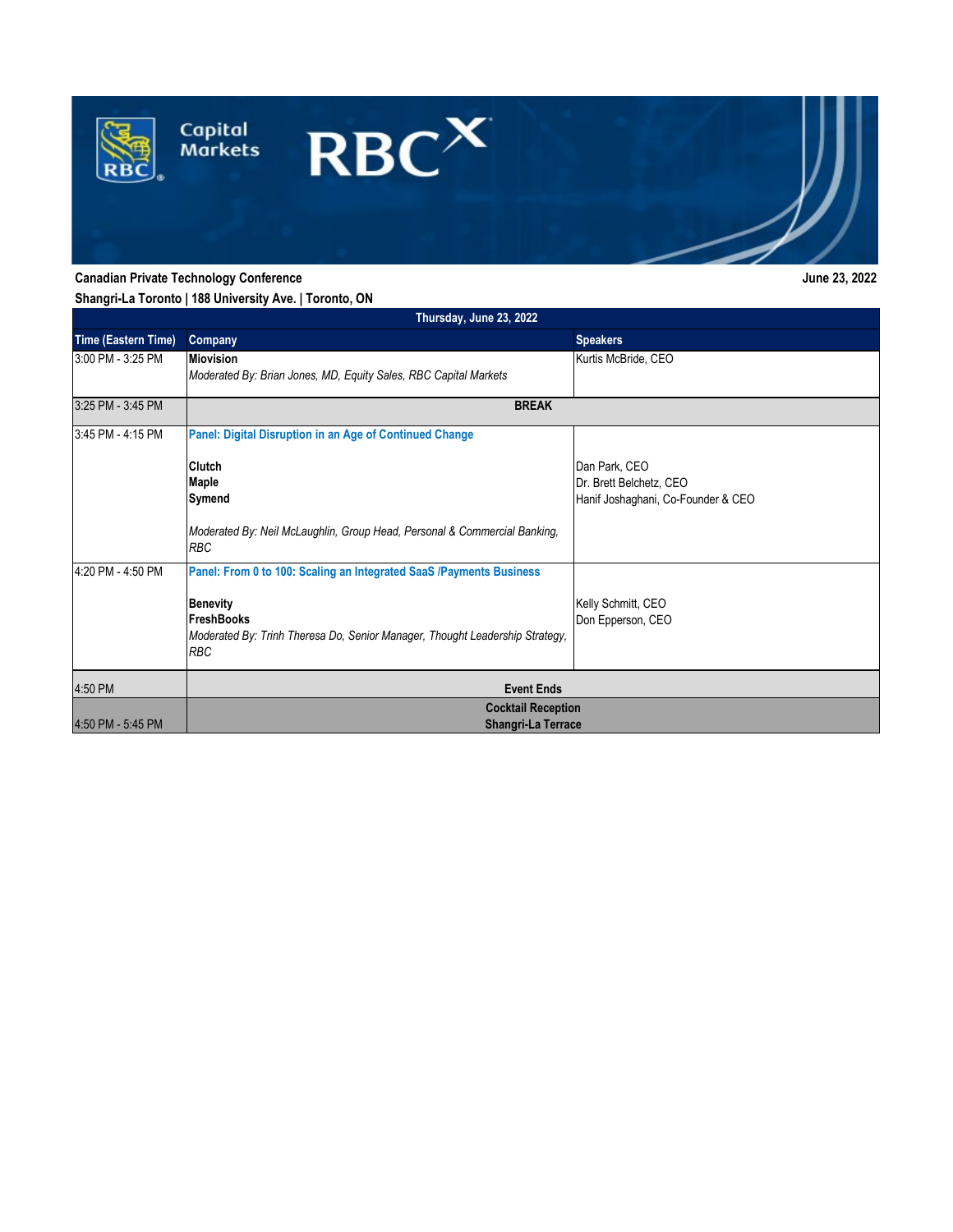**Canadian Private Technology Conference** **June 23, 2022**

**Shangri-La Toronto | 188 University Ave. | Toronto, ON**

| Thursday, June 23, 2022 | | |
|---|---|---|
| **Time (Eastern Time)** | **Company** | **Speakers** |
| 3:00 PM - 3:25 PM | **Miovision**<br>*Moderated By: Brian Jones, MD, Equity Sales, RBC Capital Markets* | Kurtis McBride, CEO |
| 3:25 PM - 3:45 PM | **BREAK** | |
| 3:45 PM - 4:15 PM | **Panel: Digital Disruption in an Age of Continued Change**<br><br>**Clutch**<br>**Maple**<br>**Symend**<br><br>*Moderated By: Neil McLaughlin, Group Head, Personal & Commercial Banking, RBC* | <br><br>Dan Park, CEO<br>Dr. Brett Belchetz, CEO<br>Hanif Joshaghani, Co-Founder & CEO |
| 4:20 PM - 4:50 PM | **Panel: From 0 to 100: Scaling an Integrated SaaS /Payments Business**<br><br>**Benevity**<br>**FreshBooks**<br>*Moderated By: Trinh Theresa Do, Senior Manager, Thought Leadership Strategy, RBC* | <br><br>Kelly Schmitt, CEO<br>Don Epperson, CEO |
| 4:50 PM | **Event Ends** | |
| 4:50 PM - 5:45 PM | **Cocktail Reception**<br>**Shangri-La Terrace** | |